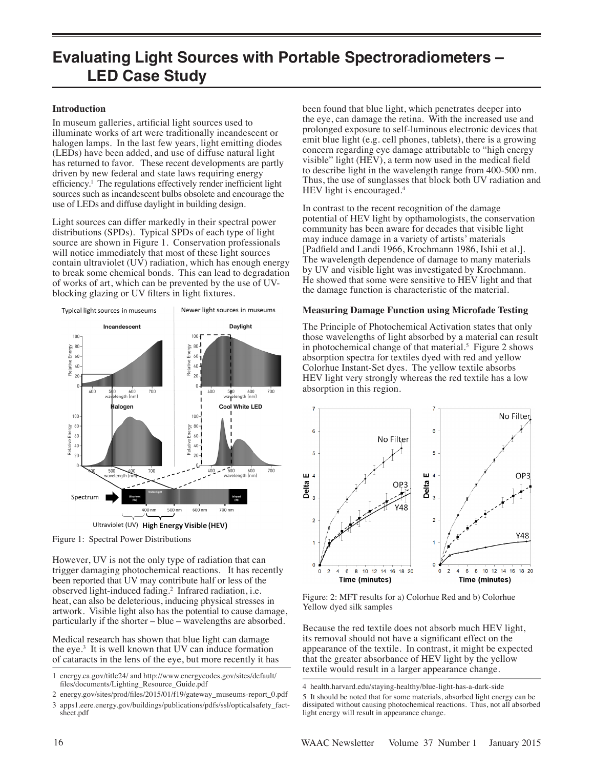# Evaluating Light Sources with Portable Spectroradiometers – LED Case Study

## Introduction

In museum galleries, artificial light sources used to illuminate works of art were traditionally incandescent or halogen lamps. In the last few years, light emitting diodes (LEDs) have been added, and use of diffuse natural light has returned to favor. These recent developments are partly driven by new federal and state laws requiring energy efficiency.[1] The regulations effectively render inefficient light sources such as incandescent bulbs obsolete and encourage the use of LEDs and diffuse daylight in building design.

Light sources can differ markedly in their spectral power distributions (SPDs). Typical SPDs of each type of light source are shown in Figure 1. Conservation professionals will notice immediately that most of these light sources contain ultraviolet (UV) radiation, which has enough energy to break some chemical bonds. This can lead to degradation of works of art, which can be prevented by the use of UV-blocking glazing or UV filters in light fixtures.

Figure 1: Spectral Power Distributions

However, UV is not the only type of radiation that can trigger damaging photochemical reactions. It has recently been reported that UV may contribute half or less of the observed light-induced fading.[2] Infrared radiation, i.e. heat, can also be deleterious, inducing physical stresses in artwork. Visible light also has the potential to cause damage, particularly if the shorter – blue – wavelengths are absorbed.

Medical research has shown that blue light can damage the eye.[3] It is well known that UV can induce formation of cataracts in the lens of the eye, but more recently it has been found that blue light, which penetrates deeper into the eye, can damage the retina. With the increased use and prolonged exposure to self-luminous electronic devices that emit blue light (e.g. cell phones, tablets), there is a growing concern regarding eye damage attributable to "high energy visible" light (HEV), a term now used in the medical field to describe light in the wavelength range from 400-500 nm. Thus, the use of sunglasses that block both UV radiation and HEV light is encouraged.[4]

In contrast to the recent recognition of the damage potential of HEV light by opthamologists, the conservation community has been aware for decades that visible light may induce damage in a variety of artists' materials [Padfield and Landi 1966, Krochmann 1986, Ishii et al.]. The wavelength dependence of damage to many materials by UV and visible light was investigated by Krochmann. He showed that some were sensitive to HEV light and that the damage function is characteristic of the material.

## Measuring Damage Function using Microfade Testing

The Principle of Photochemical Activation states that only those wavelengths of light absorbed by a material can result in photochemical change of that material.[5] Figure 2 shows absorption spectra for textiles dyed with red and yellow Colorhue Instant-Set dyes. The yellow textile absorbs HEV light very strongly whereas the red textile has a low absorption in this region.

Figure: 2: MFT results for a) Colorhue Red and b) Colorhue Yellow dyed silk samples

Because the red textile does not absorb much HEV light, its removal should not have a significant effect on the appearance of the textile. In contrast, it might be expected that the greater absorbance of HEV light by the yellow textile would result in a larger appearance change.

---

1 energy.ca.gov/title24/ and http://www.energycodes.gov/sites/default/files/documents/Lighting_Resource_Guide.pdf

2 energy.gov/sites/prod/files/2015/01/f19/gateway_museums-report_0.pdf

3 apps1.eere.energy.gov/buildings/publications/pdfs/ssl/opticalsafety_factsheet.pdf

4 health.harvard.edu/staying-healthy/blue-light-has-a-dark-side

5 It should be noted that for some materials, absorbed light energy can be dissipated without causing photochemical reactions. Thus, not all absorbed light energy will result in appearance change.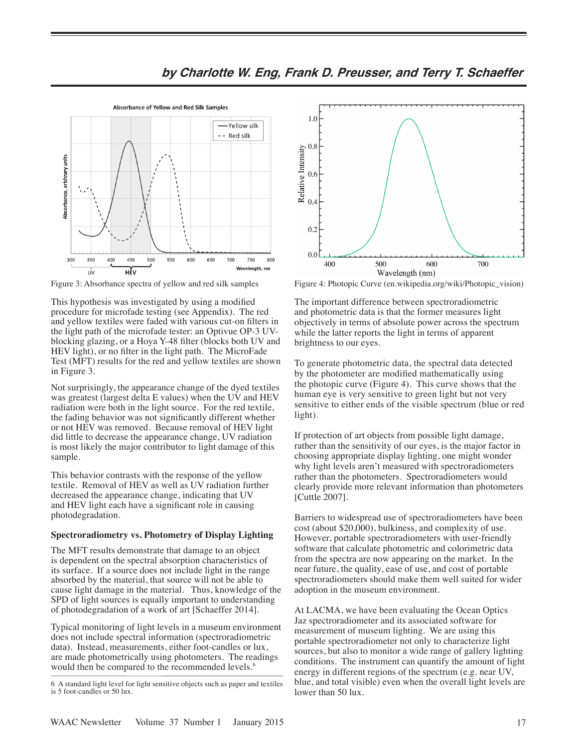by Charlotte W. Eng, Frank D. Preusser, and Terry T. Schaeffer

Figure 3: Absorbance spectra of yellow and red silk samples

This hypothesis was investigated by using a modified procedure for microfade testing (see Appendix). The red and yellow textiles were faded with various cut-on filters in the light path of the microfade tester: an Optivue OP-3 UV-blocking glazing, or a Hoya Y-48 filter (blocks both UV and HEV light), or no filter in the light path. The MicroFade Test (MFT) results for the red and yellow textiles are shown in Figure 3.

Not surprisingly, the appearance change of the dyed textiles was greatest (largest delta E values) when the UV and HEV radiation were both in the light source. For the red textile, the fading behavior was not significantly different whether or not HEV was removed. Because removal of HEV light did little to decrease the appearance change, UV radiation is most likely the major contributor to light damage of this sample.

This behavior contrasts with the response of the yellow textile. Removal of HEV as well as UV radiation further decreased the appearance change, indicating that UV and HEV light each have a significant role in causing photodegradation.

### Spectroradiometry vs. Photometry of Display Lighting

The MFT results demonstrate that damage to an object is dependent on the spectral absorption characteristics of its surface. If a source does not include light in the range absorbed by the material, that source will not be able to cause light damage in the material. Thus, knowledge of the SPD of light sources is equally important to understanding of photodegradation of a work of art [Schaeffer 2014].

Typical monitoring of light levels in a museum environment does not include spectral information (spectroradiometric data). Instead, measurements, either foot-candles or lux, are made photometrically using photometers. The readings would then be compared to the recommended levels.[6]

[6] A standard light level for light sensitive objects such as paper and textiles is 5 foot-candles or 50 lux.

Figure 4: Photopic Curve (en.wikipedia.org/wiki/Photopic_vision)

The important difference between spectroradiometric and photometric data is that the former measures light objectively in terms of absolute power across the spectrum while the latter reports the light in terms of apparent brightness to our eyes.

To generate photometric data, the spectral data detected by the photometer are modified mathematically using the photopic curve (Figure 4). This curve shows that the human eye is very sensitive to green light but not very sensitive to either ends of the visible spectrum (blue or red light).

If protection of art objects from possible light damage, rather than the sensitivity of our eyes, is the major factor in choosing appropriate display lighting, one might wonder why light levels aren't measured with spectroradiometers rather than the photometers. Spectroradiometers would clearly provide more relevant information than photometers [Cuttle 2007].

Barriers to widespread use of spectroradiometers have been cost (about $20,000), bulkiness, and complexity of use. However, portable spectroradiometers with user-friendly software that calculate photometric and colorimetric data from the spectra are now appearing on the market. In the near future, the quality, ease of use, and cost of portable spectroradiometers should make them well suited for wider adoption in the museum environment.

At LACMA, we have been evaluating the Ocean Optics Jaz spectroradiometer and its associated software for measurement of museum lighting. We are using this portable spectroradiometer not only to characterize light sources, but also to monitor a wide range of gallery lighting conditions. The instrument can quantify the amount of light energy in different regions of the spectrum (e.g. near UV, blue, and total visible) even when the overall light levels are lower than 50 lux.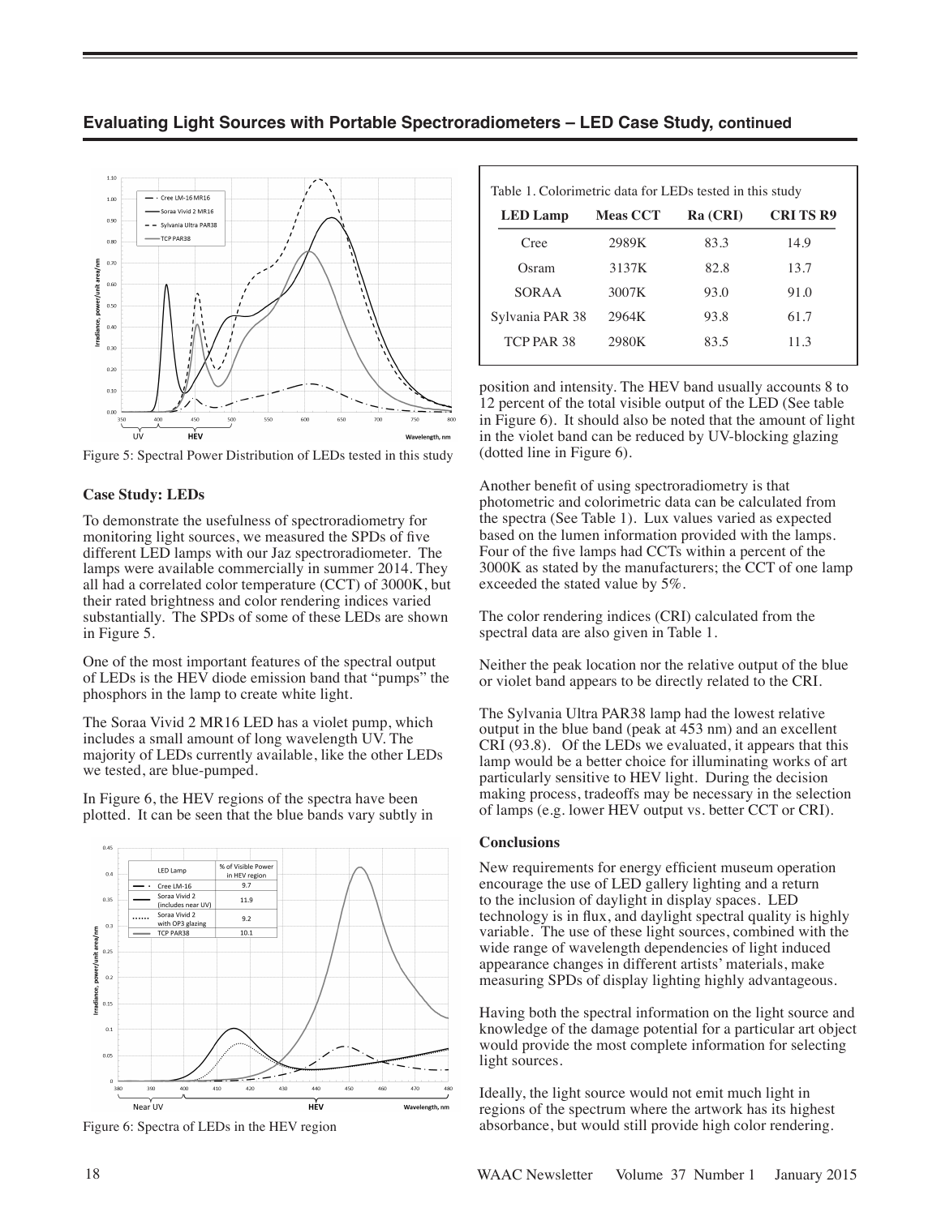## Evaluating Light Sources with Portable Spectroradiometers – LED Case Study, continued

Figure 5: Spectral Power Distribution of LEDs tested in this study

### Case Study: LEDs

To demonstrate the usefulness of spectroradiometry for monitoring light sources, we measured the SPDs of five different LED lamps with our Jaz spectroradiometer. The lamps were available commercially in summer 2014. They all had a correlated color temperature (CCT) of 3000K, but their rated brightness and color rendering indices varied substantially. The SPDs of some of these LEDs are shown in Figure 5.

One of the most important features of the spectral output of LEDs is the HEV diode emission band that "pumps" the phosphors in the lamp to create white light.

The Soraa Vivid 2 MR16 LED has a violet pump, which includes a small amount of long wavelength UV. The majority of LEDs currently available, like the other LEDs we tested, are blue-pumped.

In Figure 6, the HEV regions of the spectra have been plotted. It can be seen that the blue bands vary subtly in position and intensity. The HEV band usually accounts 8 to 12 percent of the total visible output of the LED (See table in Figure 6). It should also be noted that the amount of light in the violet band can be reduced by UV-blocking glazing (dotted line in Figure 6).

Figure 6: Spectra of LEDs in the HEV region

Table 1. Colorimetric data for LEDs tested in this study

| LED Lamp | Meas CCT | Ra (CRI) | CRI TS R9 |
|---|---|---|---|
| Cree | 2989K | 83.3 | 14.9 |
| Osram | 3137K | 82.8 | 13.7 |
| SORAA | 3007K | 93.0 | 91.0 |
| Sylvania PAR 38 | 2964K | 93.8 | 61.7 |
| TCP PAR 38 | 2980K | 83.5 | 11.3 |

Another benefit of using spectroradiometry is that photometric and colorimetric data can be calculated from the spectra (See Table 1). Lux values varied as expected based on the lumen information provided with the lamps. Four of the five lamps had CCTs within a percent of the 3000K as stated by the manufacturers; the CCT of one lamp exceeded the stated value by 5%.

The color rendering indices (CRI) calculated from the spectral data are also given in Table 1.

Neither the peak location nor the relative output of the blue or violet band appears to be directly related to the CRI.

The Sylvania Ultra PAR38 lamp had the lowest relative output in the blue band (peak at 453 nm) and an excellent CRI (93.8). Of the LEDs we evaluated, it appears that this lamp would be a better choice for illuminating works of art particularly sensitive to HEV light. During the decision making process, tradeoffs may be necessary in the selection of lamps (e.g. lower HEV output vs. better CCT or CRI).

### Conclusions

New requirements for energy efficient museum operation encourage the use of LED gallery lighting and a return to the inclusion of daylight in display spaces. LED technology is in flux, and daylight spectral quality is highly variable. The use of these light sources, combined with the wide range of wavelength dependencies of light induced appearance changes in different artists' materials, make measuring SPDs of display lighting highly advantageous.

Having both the spectral information on the light source and knowledge of the damage potential for a particular art object would provide the most complete information for selecting light sources.

Ideally, the light source would not emit much light in regions of the spectrum where the artwork has its highest absorbance, but would still provide high color rendering.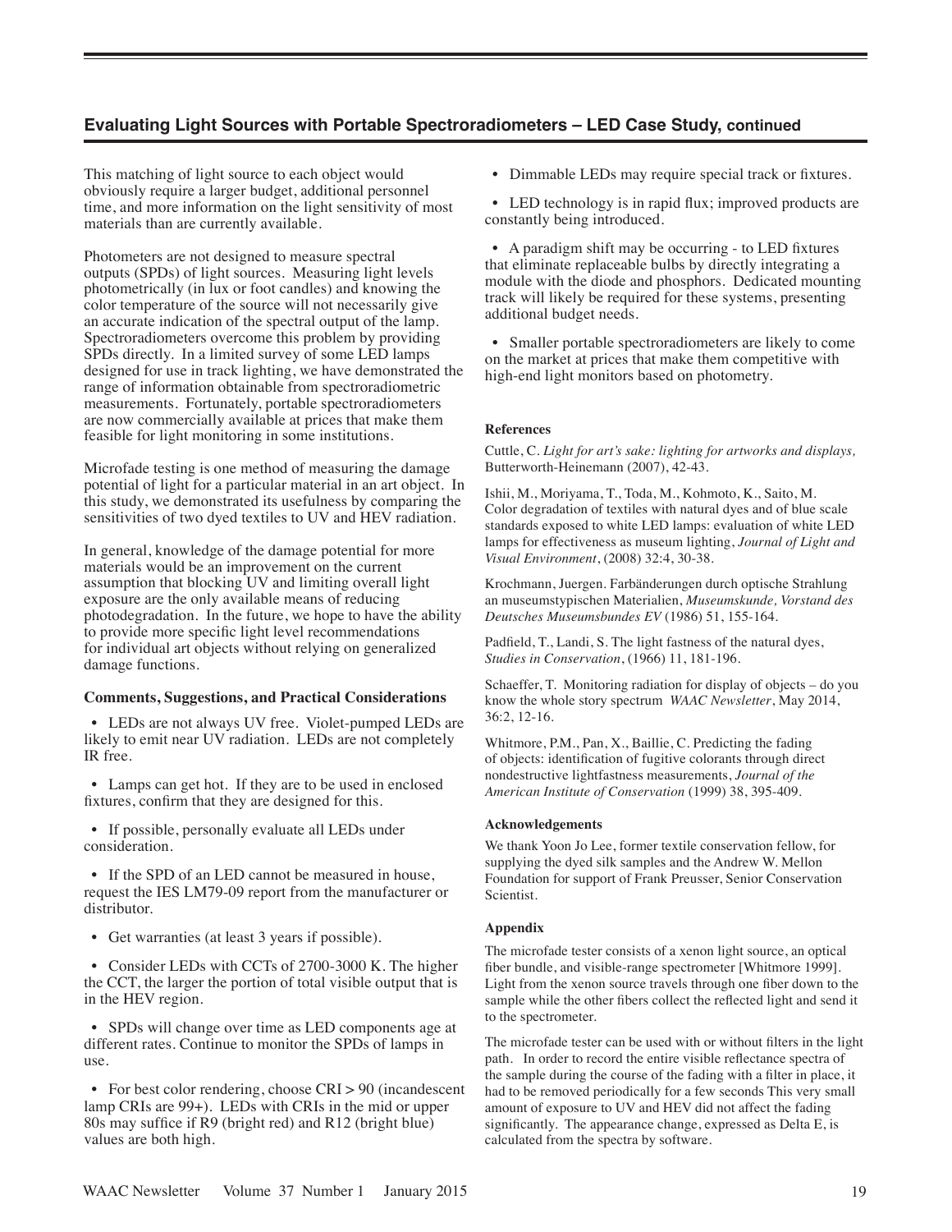## Evaluating Light Sources with Portable Spectroradiometers – LED Case Study, continued

This matching of light source to each object would obviously require a larger budget, additional personnel time, and more information on the light sensitivity of most materials than are currently available.

Photometers are not designed to measure spectral outputs (SPDs) of light sources. Measuring light levels photometrically (in lux or foot candles) and knowing the color temperature of the source will not necessarily give an accurate indication of the spectral output of the lamp. Spectroradiometers overcome this problem by providing SPDs directly. In a limited survey of some LED lamps designed for use in track lighting, we have demonstrated the range of information obtainable from spectroradiometric measurements. Fortunately, portable spectroradiometers are now commercially available at prices that make them feasible for light monitoring in some institutions.

Microfade testing is one method of measuring the damage potential of light for a particular material in an art object. In this study, we demonstrated its usefulness by comparing the sensitivities of two dyed textiles to UV and HEV radiation.

In general, knowledge of the damage potential for more materials would be an improvement on the current assumption that blocking UV and limiting overall light exposure are the only available means of reducing photodegradation. In the future, we hope to have the ability to provide more specific light level recommendations for individual art objects without relying on generalized damage functions.

**Comments, Suggestions, and Practical Considerations**

- LEDs are not always UV free. Violet-pumped LEDs are likely to emit near UV radiation. LEDs are not completely IR free.
- Lamps can get hot. If they are to be used in enclosed fixtures, confirm that they are designed for this.
- If possible, personally evaluate all LEDs under consideration.
- If the SPD of an LED cannot be measured in house, request the IES LM79-09 report from the manufacturer or distributor.
- Get warranties (at least 3 years if possible).
- Consider LEDs with CCTs of 2700-3000 K. The higher the CCT, the larger the portion of total visible output that is in the HEV region.
- SPDs will change over time as LED components age at different rates. Continue to monitor the SPDs of lamps in use.
- For best color rendering, choose CRI > 90 (incandescent lamp CRIs are 99+). LEDs with CRIs in the mid or upper 80s may suffice if R9 (bright red) and R12 (bright blue) values are both high.
- Dimmable LEDs may require special track or fixtures.
- LED technology is in rapid flux; improved products are constantly being introduced.
- A paradigm shift may be occurring - to LED fixtures that eliminate replaceable bulbs by directly integrating a module with the diode and phosphors. Dedicated mounting track will likely be required for these systems, presenting additional budget needs.
- Smaller portable spectroradiometers are likely to come on the market at prices that make them competitive with high-end light monitors based on photometry.

**References**

Cuttle, C. *Light for art's sake: lighting for artworks and displays,* Butterworth-Heinemann (2007), 42-43.

Ishii, M., Moriyama, T., Toda, M., Kohmoto, K., Saito, M. Color degradation of textiles with natural dyes and of blue scale standards exposed to white LED lamps: evaluation of white LED lamps for effectiveness as museum lighting, *Journal of Light and Visual Environment*, (2008) 32:4, 30-38.

Krochmann, Juergen. Farbänderungen durch optische Strahlung an museumstypischen Materialien, *Museumskunde, Vorstand des Deutsches Museumsbundes EV* (1986) 51, 155-164.

Padfield, T., Landi, S. The light fastness of the natural dyes, *Studies in Conservation*, (1966) 11, 181-196.

Schaeffer, T. Monitoring radiation for display of objects – do you know the whole story spectrum *WAAC Newsletter*, May 2014, 36:2, 12-16.

Whitmore, P.M., Pan, X., Baillie, C. Predicting the fading of objects: identification of fugitive colorants through direct nondestructive lightfastness measurements, *Journal of the American Institute of Conservation* (1999) 38, 395-409.

**Acknowledgements**

We thank Yoon Jo Lee, former textile conservation fellow, for supplying the dyed silk samples and the Andrew W. Mellon Foundation for support of Frank Preusser, Senior Conservation Scientist.

**Appendix**

The microfade tester consists of a xenon light source, an optical fiber bundle, and visible-range spectrometer [Whitmore 1999]. Light from the xenon source travels through one fiber down to the sample while the other fibers collect the reflected light and send it to the spectrometer.

The microfade tester can be used with or without filters in the light path. In order to record the entire visible reflectance spectra of the sample during the course of the fading with a filter in place, it had to be removed periodically for a few seconds This very small amount of exposure to UV and HEV did not affect the fading significantly. The appearance change, expressed as Delta E, is calculated from the spectra by software.